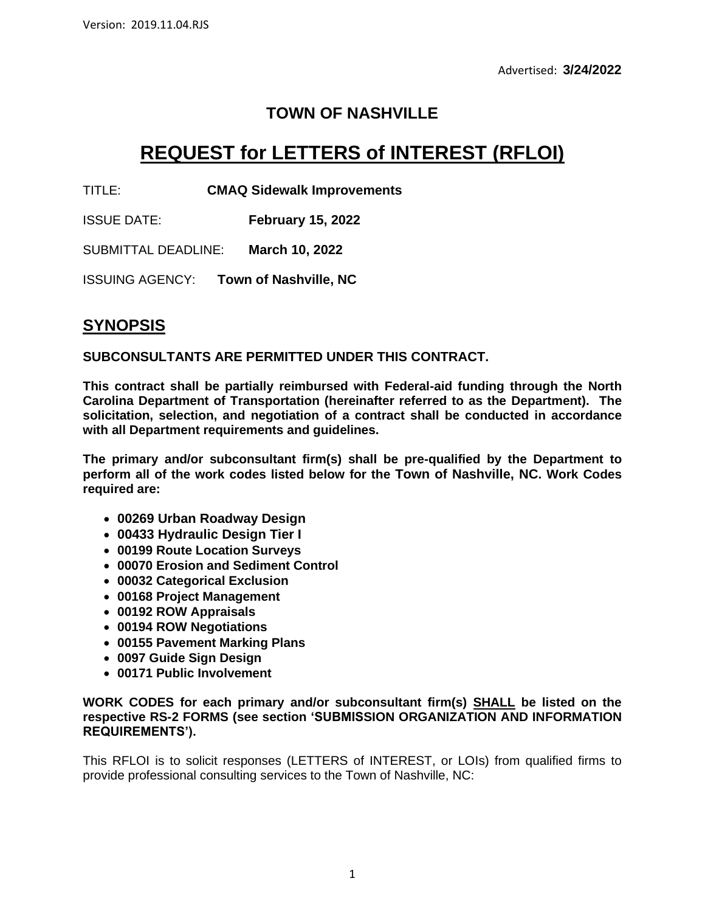Version: 2019.11.04.RJS

Advertised: **3/24/2022**

# TOWN OF NASHVILLE

# REQUEST for LETTERS of INTEREST (RFLOI)

TITLE: **CMAQ Sidewalk Improvements**

ISSUE DATE: **February 15, 2022**

SUBMITTAL DEADLINE: **March 10, 2022**

ISSUING AGENCY: **Town of Nashville, NC**

## SYNOPSIS

**SUBCONSULTANTS ARE PERMITTED UNDER THIS CONTRACT.**

**This contract shall be partially reimbursed with Federal-aid funding through the North Carolina Department of Transportation (hereinafter referred to as the Department). The solicitation, selection, and negotiation of a contract shall be conducted in accordance with all Department requirements and guidelines.**

**The primary and/or subconsultant firm(s) shall be pre-qualified by the Department to perform all of the work codes listed below for the Town of Nashville, NC. Work Codes required are:**

- **00269 Urban Roadway Design**
- **00433 Hydraulic Design Tier I**
- **00199 Route Location Surveys**
- **00070 Erosion and Sediment Control**
- **00032 Categorical Exclusion**
- **00168 Project Management**
- **00192 ROW Appraisals**
- **00194 ROW Negotiations**
- **00155 Pavement Marking Plans**
- **0097 Guide Sign Design**
- **00171 Public Involvement**

**WORK CODES for each primary and/or subconsultant firm(s) SHALL be listed on the respective RS-2 FORMS (see section 'SUBMISSION ORGANIZATION AND INFORMATION REQUIREMENTS').**

This RFLOI is to solicit responses (LETTERS of INTEREST, or LOIs) from qualified firms to provide professional consulting services to the Town of Nashville, NC: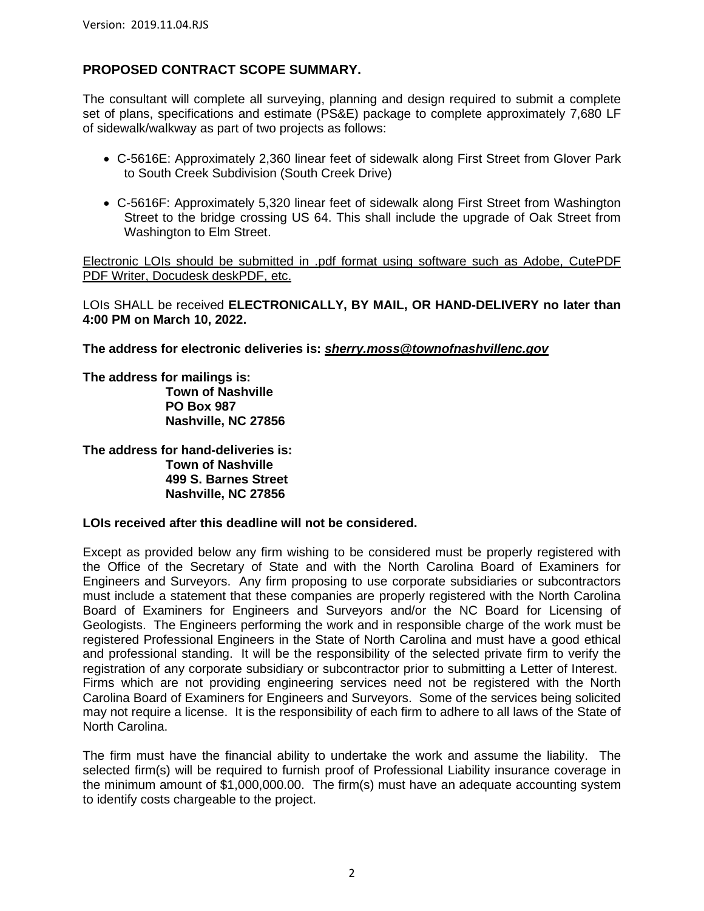**PROPOSED CONTRACT SCOPE SUMMARY.**

The consultant will complete all surveying, planning and design required to submit a complete set of plans, specifications and estimate (PS&E) package to complete approximately 7,680 LF of sidewalk/walkway as part of two projects as follows:

- C-5616E: Approximately 2,360 linear feet of sidewalk along First Street from Glover Park to South Creek Subdivision (South Creek Drive)
- C-5616F: Approximately 5,320 linear feet of sidewalk along First Street from Washington Street to the bridge crossing US 64. This shall include the upgrade of Oak Street from Washington to Elm Street.

Electronic LOIs should be submitted in .pdf format using software such as Adobe, CutePDF PDF Writer, Docudesk deskPDF, etc.

LOIs SHALL be received **ELECTRONICALLY, BY MAIL, OR HAND-DELIVERY no later than 4:00 PM on March 10, 2022.**

**The address for electronic deliveries is: *sherry.moss@townofnashvillenc.gov***

**The address for mailings is:**
**Town of Nashville**
**PO Box 987**
**Nashville, NC 27856**

**The address for hand-deliveries is:**
**Town of Nashville**
**499 S. Barnes Street**
**Nashville, NC 27856**

**LOIs received after this deadline will not be considered.**

Except as provided below any firm wishing to be considered must be properly registered with the Office of the Secretary of State and with the North Carolina Board of Examiners for Engineers and Surveyors. Any firm proposing to use corporate subsidiaries or subcontractors must include a statement that these companies are properly registered with the North Carolina Board of Examiners for Engineers and Surveyors and/or the NC Board for Licensing of Geologists. The Engineers performing the work and in responsible charge of the work must be registered Professional Engineers in the State of North Carolina and must have a good ethical and professional standing. It will be the responsibility of the selected private firm to verify the registration of any corporate subsidiary or subcontractor prior to submitting a Letter of Interest. Firms which are not providing engineering services need not be registered with the North Carolina Board of Examiners for Engineers and Surveyors. Some of the services being solicited may not require a license. It is the responsibility of each firm to adhere to all laws of the State of North Carolina.

The firm must have the financial ability to undertake the work and assume the liability. The selected firm(s) will be required to furnish proof of Professional Liability insurance coverage in the minimum amount of $1,000,000.00. The firm(s) must have an adequate accounting system to identify costs chargeable to the project.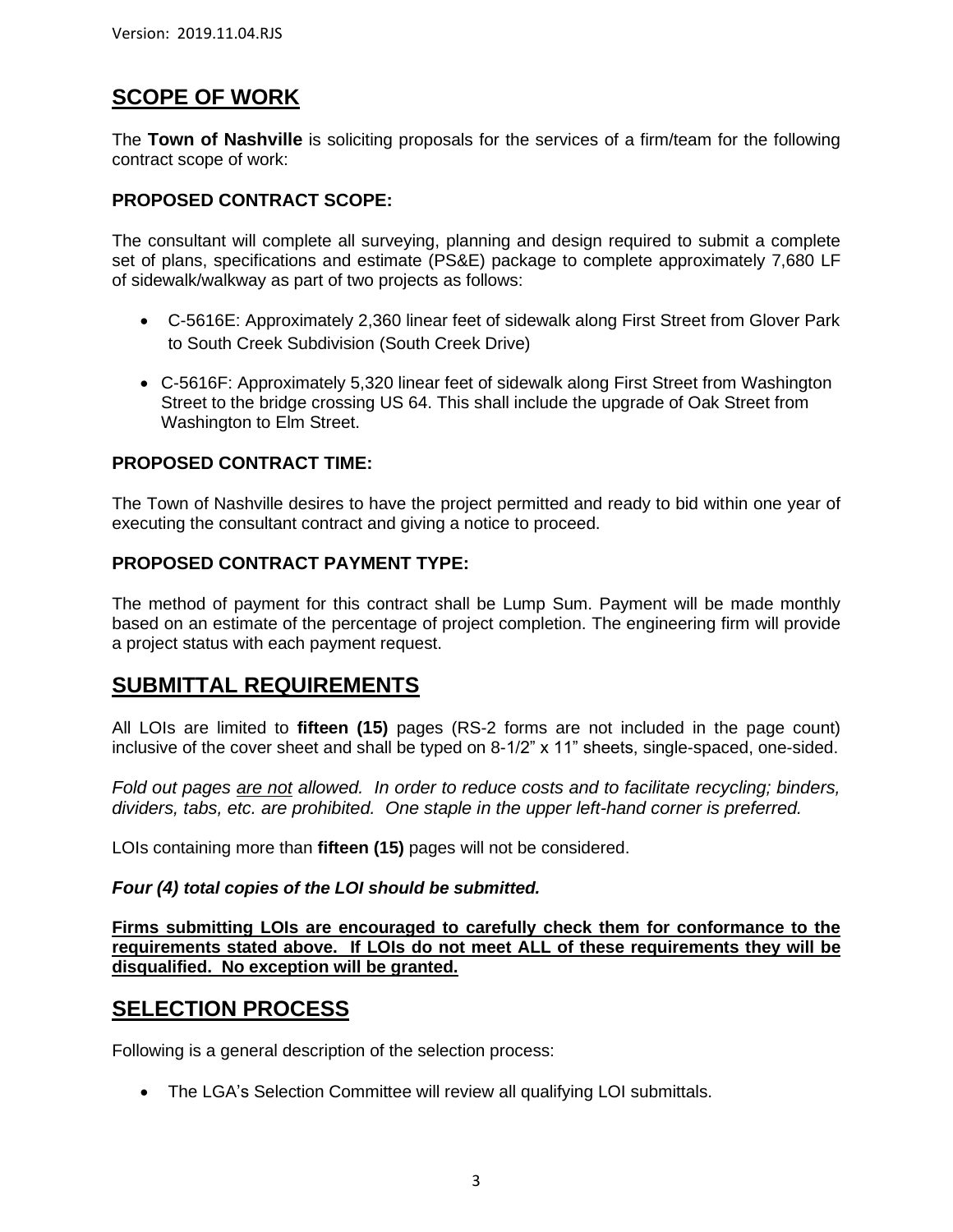## SCOPE OF WORK

The **Town of Nashville** is soliciting proposals for the services of a firm/team for the following contract scope of work:

### PROPOSED CONTRACT SCOPE:

The consultant will complete all surveying, planning and design required to submit a complete set of plans, specifications and estimate (PS&E) package to complete approximately 7,680 LF of sidewalk/walkway as part of two projects as follows:

- C-5616E: Approximately 2,360 linear feet of sidewalk along First Street from Glover Park to South Creek Subdivision (South Creek Drive)
- C-5616F: Approximately 5,320 linear feet of sidewalk along First Street from Washington Street to the bridge crossing US 64. This shall include the upgrade of Oak Street from Washington to Elm Street.

### PROPOSED CONTRACT TIME:

The Town of Nashville desires to have the project permitted and ready to bid within one year of executing the consultant contract and giving a notice to proceed.

### PROPOSED CONTRACT PAYMENT TYPE:

The method of payment for this contract shall be Lump Sum. Payment will be made monthly based on an estimate of the percentage of project completion. The engineering firm will provide a project status with each payment request.

## SUBMITTAL REQUIREMENTS

All LOIs are limited to **fifteen (15)** pages (RS-2 forms are not included in the page count) inclusive of the cover sheet and shall be typed on 8-1/2" x 11" sheets, single-spaced, one-sided.

*Fold out pages are not allowed. In order to reduce costs and to facilitate recycling; binders, dividers, tabs, etc. are prohibited. One staple in the upper left-hand corner is preferred.*

LOIs containing more than **fifteen (15)** pages will not be considered.

***Four (4) total copies of the LOI should be submitted.***

**Firms submitting LOIs are encouraged to carefully check them for conformance to the requirements stated above. If LOIs do not meet ALL of these requirements they will be disqualified. No exception will be granted.**

## SELECTION PROCESS

Following is a general description of the selection process:

- The LGA's Selection Committee will review all qualifying LOI submittals.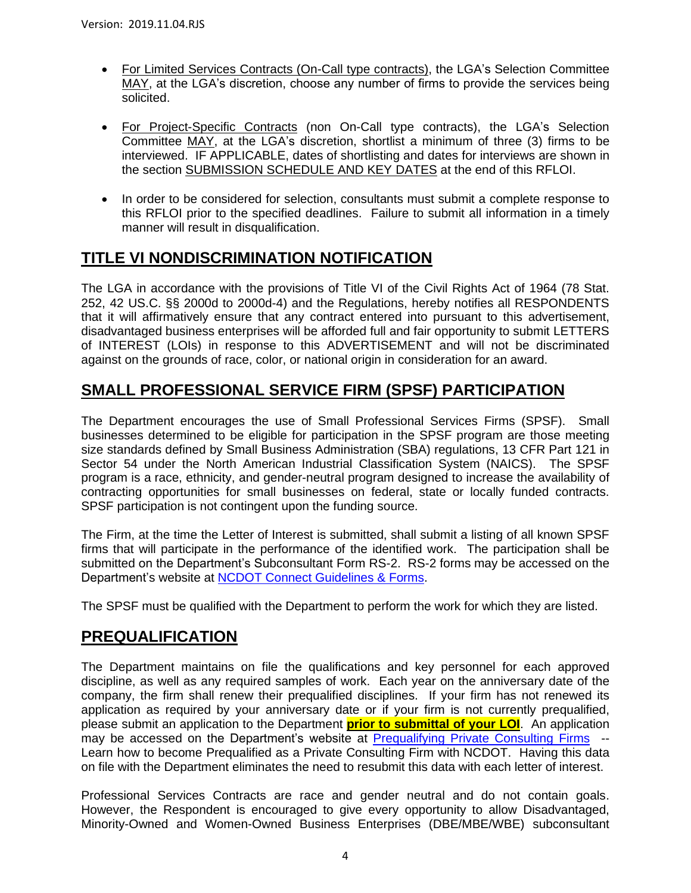- For Limited Services Contracts (On-Call type contracts), the LGA's Selection Committee MAY, at the LGA's discretion, choose any number of firms to provide the services being solicited.

- For Project-Specific Contracts (non On-Call type contracts), the LGA's Selection Committee MAY, at the LGA's discretion, shortlist a minimum of three (3) firms to be interviewed. IF APPLICABLE, dates of shortlisting and dates for interviews are shown in the section SUBMISSION SCHEDULE AND KEY DATES at the end of this RFLOI.

- In order to be considered for selection, consultants must submit a complete response to this RFLOI prior to the specified deadlines. Failure to submit all information in a timely manner will result in disqualification.

## TITLE VI NONDISCRIMINATION NOTIFICATION

The LGA in accordance with the provisions of Title VI of the Civil Rights Act of 1964 (78 Stat. 252, 42 US.C. §§ 2000d to 2000d-4) and the Regulations, hereby notifies all RESPONDENTS that it will affirmatively ensure that any contract entered into pursuant to this advertisement, disadvantaged business enterprises will be afforded full and fair opportunity to submit LETTERS of INTEREST (LOIs) in response to this ADVERTISEMENT and will not be discriminated against on the grounds of race, color, or national origin in consideration for an award.

## SMALL PROFESSIONAL SERVICE FIRM (SPSF) PARTICIPATION

The Department encourages the use of Small Professional Services Firms (SPSF). Small businesses determined to be eligible for participation in the SPSF program are those meeting size standards defined by Small Business Administration (SBA) regulations, 13 CFR Part 121 in Sector 54 under the North American Industrial Classification System (NAICS). The SPSF program is a race, ethnicity, and gender-neutral program designed to increase the availability of contracting opportunities for small businesses on federal, state or locally funded contracts. SPSF participation is not contingent upon the funding source.

The Firm, at the time the Letter of Interest is submitted, shall submit a listing of all known SPSF firms that will participate in the performance of the identified work. The participation shall be submitted on the Department's Subconsultant Form RS-2. RS-2 forms may be accessed on the Department's website at NCDOT Connect Guidelines & Forms.

The SPSF must be qualified with the Department to perform the work for which they are listed.

## PREQUALIFICATION

The Department maintains on file the qualifications and key personnel for each approved discipline, as well as any required samples of work. Each year on the anniversary date of the company, the firm shall renew their prequalified disciplines. If your firm has not renewed its application as required by your anniversary date or if your firm is not currently prequalified, please submit an application to the Department **prior to submittal of your LOI**. An application may be accessed on the Department's website at Prequalifying Private Consulting Firms -- Learn how to become Prequalified as a Private Consulting Firm with NCDOT. Having this data on file with the Department eliminates the need to resubmit this data with each letter of interest.

Professional Services Contracts are race and gender neutral and do not contain goals. However, the Respondent is encouraged to give every opportunity to allow Disadvantaged, Minority-Owned and Women-Owned Business Enterprises (DBE/MBE/WBE) subconsultant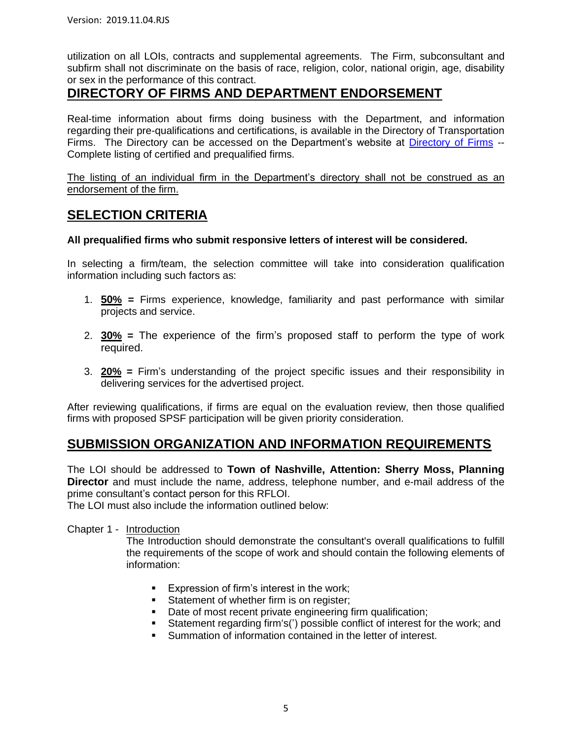utilization on all LOIs, contracts and supplemental agreements. The Firm, subconsultant and subfirm shall not discriminate on the basis of race, religion, color, national origin, age, disability or sex in the performance of this contract.

## DIRECTORY OF FIRMS AND DEPARTMENT ENDORSEMENT

Real-time information about firms doing business with the Department, and information regarding their pre-qualifications and certifications, is available in the Directory of Transportation Firms. The Directory can be accessed on the Department's website at Directory of Firms -- Complete listing of certified and prequalified firms.

The listing of an individual firm in the Department's directory shall not be construed as an endorsement of the firm.

## SELECTION CRITERIA

**All prequalified firms who submit responsive letters of interest will be considered.**

In selecting a firm/team, the selection committee will take into consideration qualification information including such factors as:

1. **50% =** Firms experience, knowledge, familiarity and past performance with similar projects and service.

2. **30% =** The experience of the firm's proposed staff to perform the type of work required.

3. **20% =** Firm's understanding of the project specific issues and their responsibility in delivering services for the advertised project.

After reviewing qualifications, if firms are equal on the evaluation review, then those qualified firms with proposed SPSF participation will be given priority consideration.

## SUBMISSION ORGANIZATION AND INFORMATION REQUIREMENTS

The LOI should be addressed to **Town of Nashville, Attention: Sherry Moss, Planning Director** and must include the name, address, telephone number, and e-mail address of the prime consultant's contact person for this RFLOI.
The LOI must also include the information outlined below:

Chapter 1 - Introduction

The Introduction should demonstrate the consultant's overall qualifications to fulfill the requirements of the scope of work and should contain the following elements of information:

- Expression of firm's interest in the work;
- Statement of whether firm is on register;
- Date of most recent private engineering firm qualification;
- Statement regarding firm's(') possible conflict of interest for the work; and
- Summation of information contained in the letter of interest.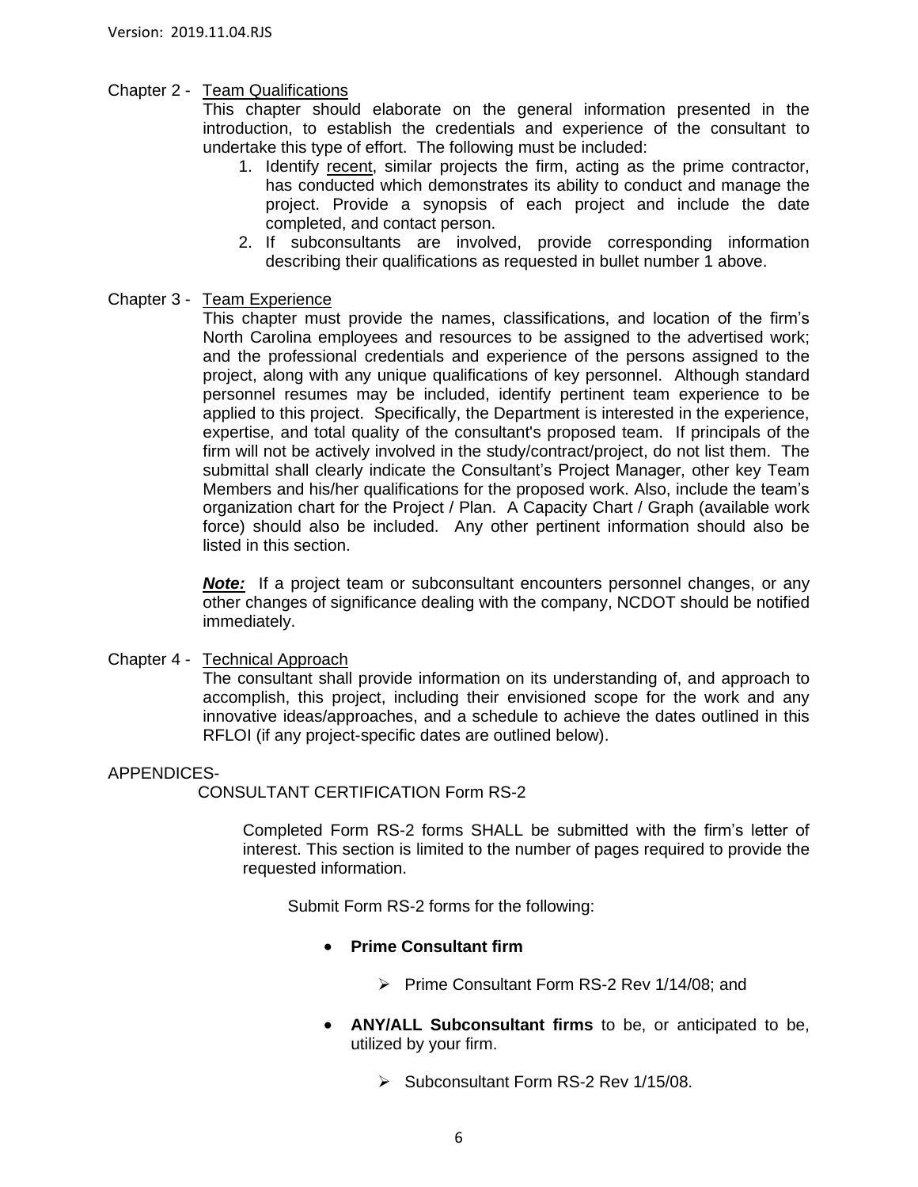Chapter 2 - <u>Team Qualifications</u>

This chapter should elaborate on the general information presented in the introduction, to establish the credentials and experience of the consultant to undertake this type of effort. The following must be included:

1. Identify <u>recent</u>, similar projects the firm, acting as the prime contractor, has conducted which demonstrates its ability to conduct and manage the project. Provide a synopsis of each project and include the date completed, and contact person.
2. If subconsultants are involved, provide corresponding information describing their qualifications as requested in bullet number 1 above.

Chapter 3 - <u>Team Experience</u>

This chapter must provide the names, classifications, and location of the firm's North Carolina employees and resources to be assigned to the advertised work; and the professional credentials and experience of the persons assigned to the project, along with any unique qualifications of key personnel. Although standard personnel resumes may be included, identify pertinent team experience to be applied to this project. Specifically, the Department is interested in the experience, expertise, and total quality of the consultant's proposed team. If principals of the firm will not be actively involved in the study/contract/project, do not list them. The submittal shall clearly indicate the Consultant's Project Manager, other key Team Members and his/her qualifications for the proposed work. Also, include the team's organization chart for the Project / Plan. A Capacity Chart / Graph (available work force) should also be included. Any other pertinent information should also be listed in this section.

***<u>Note:</u>*** If a project team or subconsultant encounters personnel changes, or any other changes of significance dealing with the company, NCDOT should be notified immediately.

Chapter 4 - <u>Technical Approach</u>

The consultant shall provide information on its understanding of, and approach to accomplish, this project, including their envisioned scope for the work and any innovative ideas/approaches, and a schedule to achieve the dates outlined in this RFLOI (if any project-specific dates are outlined below).

APPENDICES-

CONSULTANT CERTIFICATION Form RS-2

Completed Form RS-2 forms SHALL be submitted with the firm's letter of interest. This section is limited to the number of pages required to provide the requested information.

Submit Form RS-2 forms for the following:

- **Prime Consultant firm**
  - Prime Consultant Form RS-2 Rev 1/14/08; and
- **ANY/ALL Subconsultant firms** to be, or anticipated to be, utilized by your firm.
  - Subconsultant Form RS-2 Rev 1/15/08.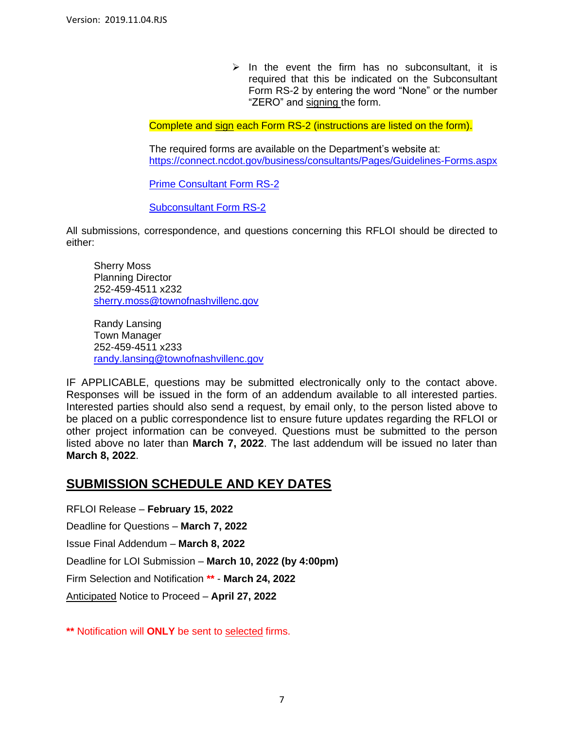- In the event the firm has no subconsultant, it is required that this be indicated on the Subconsultant Form RS-2 by entering the word "None" or the number "ZERO" and signing the form.

Complete and sign each Form RS-2 (instructions are listed on the form).

The required forms are available on the Department's website at:
https://connect.ncdot.gov/business/consultants/Pages/Guidelines-Forms.aspx

Prime Consultant Form RS-2

Subconsultant Form RS-2

All submissions, correspondence, and questions concerning this RFLOI should be directed to either:

Sherry Moss
Planning Director
252-459-4511 x232
sherry.moss@townofnashvillenc.gov

Randy Lansing
Town Manager
252-459-4511 x233
randy.lansing@townofnashvillenc.gov

IF APPLICABLE, questions may be submitted electronically only to the contact above. Responses will be issued in the form of an addendum available to all interested parties. Interested parties should also send a request, by email only, to the person listed above to be placed on a public correspondence list to ensure future updates regarding the RFLOI or other project information can be conveyed. Questions must be submitted to the person listed above no later than **March 7, 2022**. The last addendum will be issued no later than **March 8, 2022**.

## SUBMISSION SCHEDULE AND KEY DATES

RFLOI Release – **February 15, 2022**

Deadline for Questions – **March 7, 2022**

Issue Final Addendum – **March 8, 2022**

Deadline for LOI Submission – **March 10, 2022 (by 4:00pm)**

Firm Selection and Notification **\*\*** - **March 24, 2022**

Anticipated Notice to Proceed – **April 27, 2022**

**\*\*** Notification will **ONLY** be sent to selected firms.